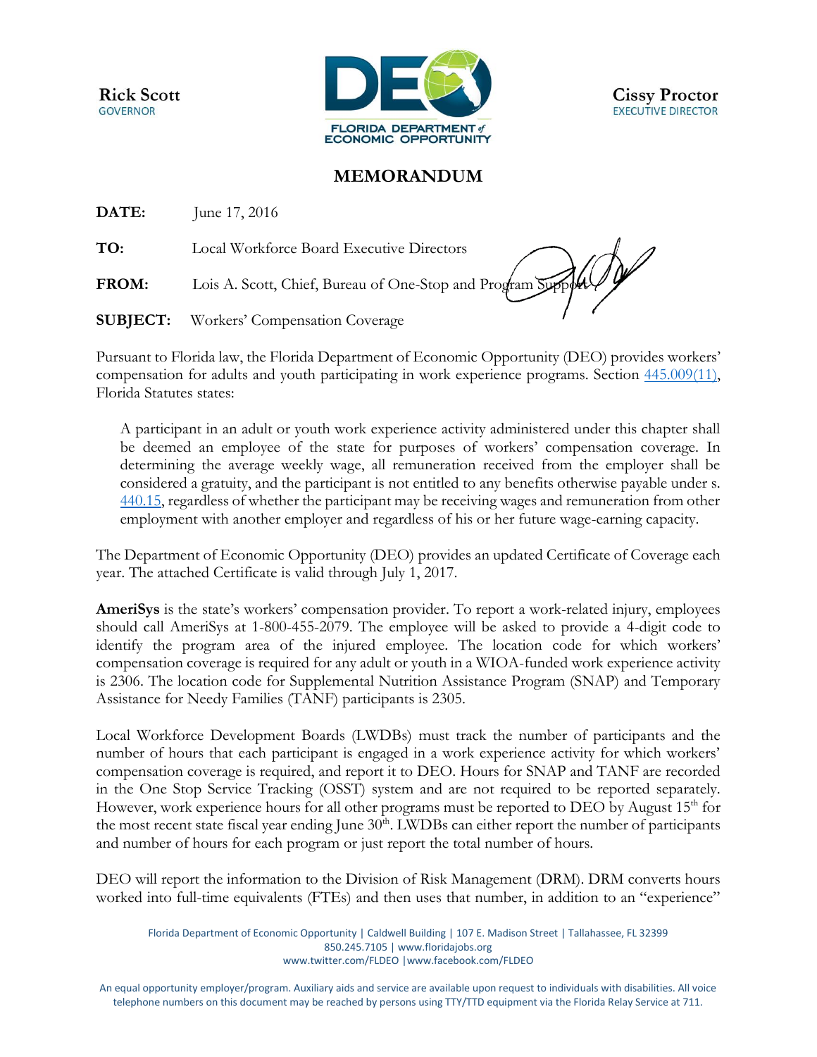**Rick Scott**
GOVERNOR

FLORIDA DEPARTMENT of ECONOMIC OPPORTUNITY

**Cissy Proctor**
EXECUTIVE DIRECTOR

# MEMORANDUM

**DATE:** June 17, 2016

**TO:** Local Workforce Board Executive Directors

**FROM:** Lois A. Scott, Chief, Bureau of One-Stop and Program Support

**SUBJECT:** Workers' Compensation Coverage

Pursuant to Florida law, the Florida Department of Economic Opportunity (DEO) provides workers' compensation for adults and youth participating in work experience programs. Section 445.009(11), Florida Statutes states:

> A participant in an adult or youth work experience activity administered under this chapter shall be deemed an employee of the state for purposes of workers' compensation coverage. In determining the average weekly wage, all remuneration received from the employer shall be considered a gratuity, and the participant is not entitled to any benefits otherwise payable under s. 440.15, regardless of whether the participant may be receiving wages and remuneration from other employment with another employer and regardless of his or her future wage-earning capacity.

The Department of Economic Opportunity (DEO) provides an updated Certificate of Coverage each year. The attached Certificate is valid through July 1, 2017.

**AmeriSys** is the state's workers' compensation provider. To report a work-related injury, employees should call AmeriSys at 1-800-455-2079. The employee will be asked to provide a 4-digit code to identify the program area of the injured employee. The location code for which workers' compensation coverage is required for any adult or youth in a WIOA-funded work experience activity is 2306. The location code for Supplemental Nutrition Assistance Program (SNAP) and Temporary Assistance for Needy Families (TANF) participants is 2305.

Local Workforce Development Boards (LWDBs) must track the number of participants and the number of hours that each participant is engaged in a work experience activity for which workers' compensation coverage is required, and report it to DEO. Hours for SNAP and TANF are recorded in the One Stop Service Tracking (OSST) system and are not required to be reported separately. However, work experience hours for all other programs must be reported to DEO by August 15th for the most recent state fiscal year ending June 30th. LWDBs can either report the number of participants and number of hours for each program or just report the total number of hours.

DEO will report the information to the Division of Risk Management (DRM). DRM converts hours worked into full-time equivalents (FTEs) and then uses that number, in addition to an "experience"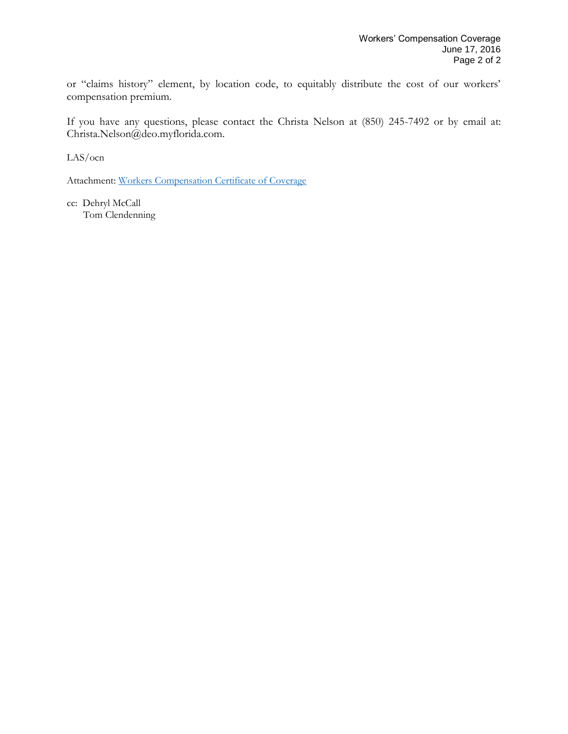or "claims history" element, by location code, to equitably distribute the cost of our workers' compensation premium.

If you have any questions, please contact the Christa Nelson at (850) 245-7492 or by email at: Christa.Nelson@deo.myflorida.com.

LAS/ocn

Attachment: Workers Compensation Certificate of Coverage

cc: Dehryl McCall
Tom Clendenning